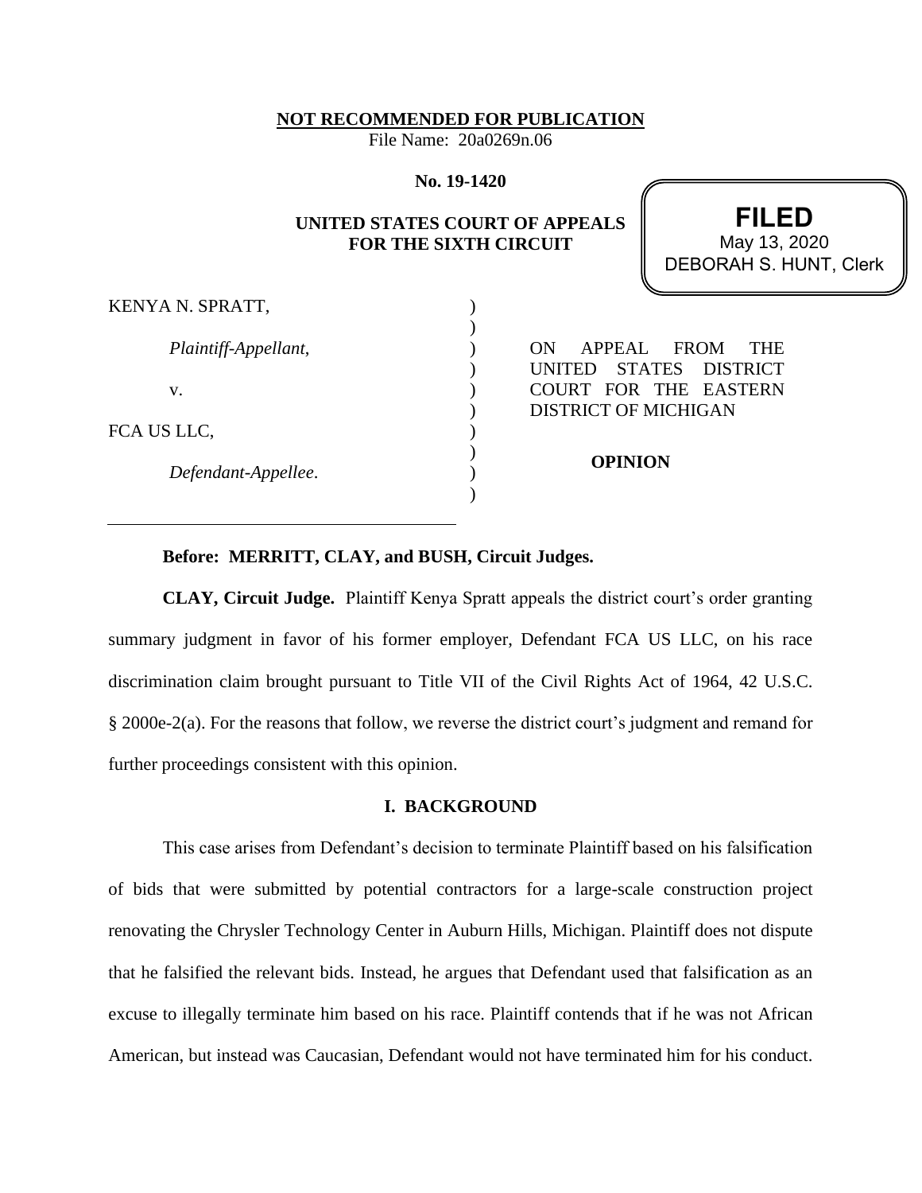**NOT RECOMMENDED FOR PUBLICATION**

File Name: 20a0269n.06

**No. 19-1420**

**UNITED STATES COURT OF APPEALS FOR THE SIXTH CIRCUIT**

**FILED**
May 13, 2020
DEBORAH S. HUNT, Clerk

KENYA N. SPRATT,

*Plaintiff-Appellant*,

v.

FCA US LLC,

*Defendant-Appellee*.

ON APPEAL FROM THE UNITED STATES DISTRICT COURT FOR THE EASTERN DISTRICT OF MICHIGAN

**OPINION**

---

**Before: MERRITT, CLAY, and BUSH, Circuit Judges.**

**CLAY, Circuit Judge.** Plaintiff Kenya Spratt appeals the district court's order granting summary judgment in favor of his former employer, Defendant FCA US LLC, on his race discrimination claim brought pursuant to Title VII of the Civil Rights Act of 1964, 42 U.S.C. § 2000e-2(a). For the reasons that follow, we reverse the district court's judgment and remand for further proceedings consistent with this opinion.

## I. BACKGROUND

This case arises from Defendant's decision to terminate Plaintiff based on his falsification of bids that were submitted by potential contractors for a large-scale construction project renovating the Chrysler Technology Center in Auburn Hills, Michigan. Plaintiff does not dispute that he falsified the relevant bids. Instead, he argues that Defendant used that falsification as an excuse to illegally terminate him based on his race. Plaintiff contends that if he was not African American, but instead was Caucasian, Defendant would not have terminated him for his conduct.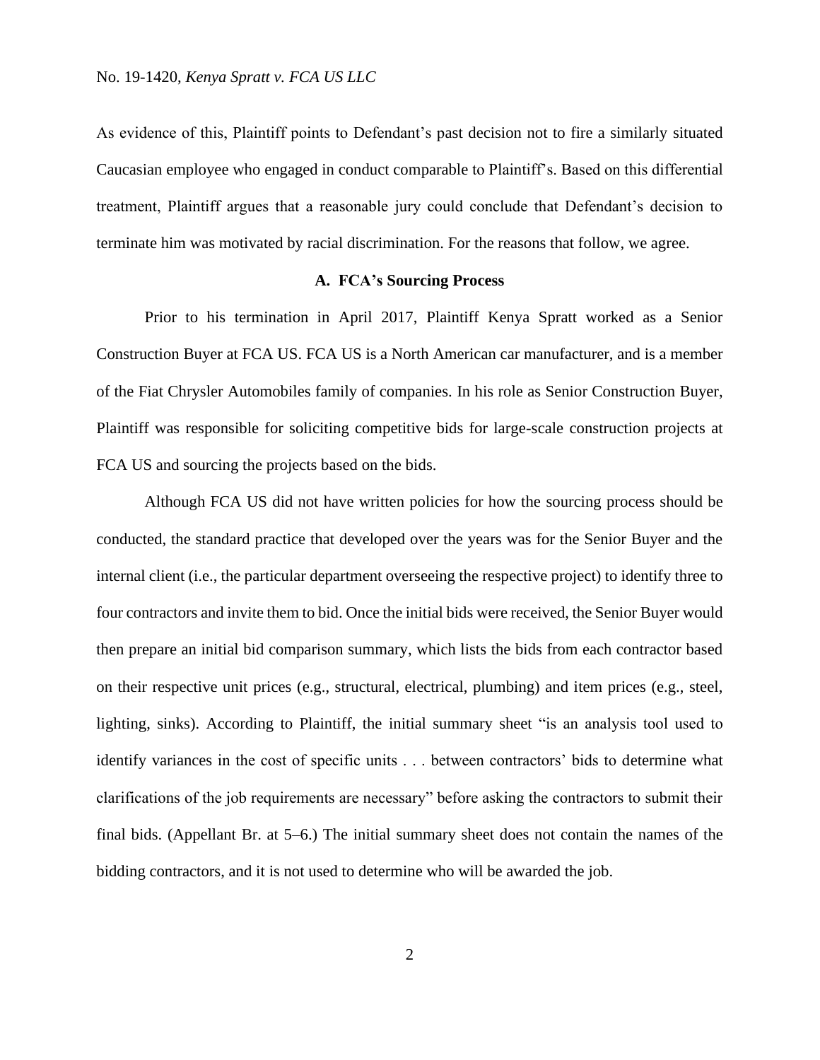As evidence of this, Plaintiff points to Defendant's past decision not to fire a similarly situated Caucasian employee who engaged in conduct comparable to Plaintiff's. Based on this differential treatment, Plaintiff argues that a reasonable jury could conclude that Defendant's decision to terminate him was motivated by racial discrimination. For the reasons that follow, we agree.

### A. FCA's Sourcing Process

Prior to his termination in April 2017, Plaintiff Kenya Spratt worked as a Senior Construction Buyer at FCA US. FCA US is a North American car manufacturer, and is a member of the Fiat Chrysler Automobiles family of companies. In his role as Senior Construction Buyer, Plaintiff was responsible for soliciting competitive bids for large-scale construction projects at FCA US and sourcing the projects based on the bids.

Although FCA US did not have written policies for how the sourcing process should be conducted, the standard practice that developed over the years was for the Senior Buyer and the internal client (i.e., the particular department overseeing the respective project) to identify three to four contractors and invite them to bid. Once the initial bids were received, the Senior Buyer would then prepare an initial bid comparison summary, which lists the bids from each contractor based on their respective unit prices (e.g., structural, electrical, plumbing) and item prices (e.g., steel, lighting, sinks). According to Plaintiff, the initial summary sheet "is an analysis tool used to identify variances in the cost of specific units . . . between contractors' bids to determine what clarifications of the job requirements are necessary" before asking the contractors to submit their final bids. (Appellant Br. at 5–6.) The initial summary sheet does not contain the names of the bidding contractors, and it is not used to determine who will be awarded the job.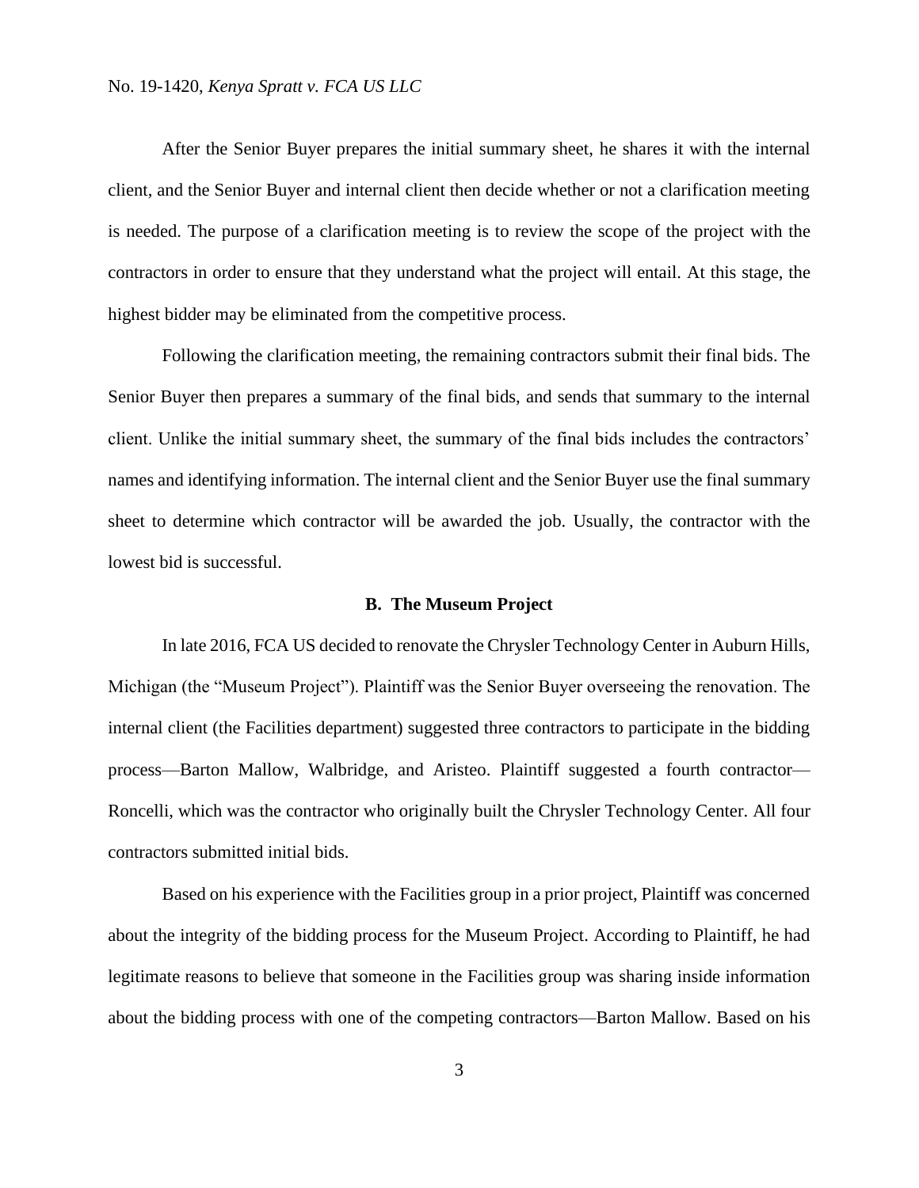After the Senior Buyer prepares the initial summary sheet, he shares it with the internal client, and the Senior Buyer and internal client then decide whether or not a clarification meeting is needed. The purpose of a clarification meeting is to review the scope of the project with the contractors in order to ensure that they understand what the project will entail. At this stage, the highest bidder may be eliminated from the competitive process.

Following the clarification meeting, the remaining contractors submit their final bids. The Senior Buyer then prepares a summary of the final bids, and sends that summary to the internal client. Unlike the initial summary sheet, the summary of the final bids includes the contractors' names and identifying information. The internal client and the Senior Buyer use the final summary sheet to determine which contractor will be awarded the job. Usually, the contractor with the lowest bid is successful.

### B. The Museum Project

In late 2016, FCA US decided to renovate the Chrysler Technology Center in Auburn Hills, Michigan (the "Museum Project"). Plaintiff was the Senior Buyer overseeing the renovation. The internal client (the Facilities department) suggested three contractors to participate in the bidding process—Barton Mallow, Walbridge, and Aristeo. Plaintiff suggested a fourth contractor—Roncelli, which was the contractor who originally built the Chrysler Technology Center. All four contractors submitted initial bids.

Based on his experience with the Facilities group in a prior project, Plaintiff was concerned about the integrity of the bidding process for the Museum Project. According to Plaintiff, he had legitimate reasons to believe that someone in the Facilities group was sharing inside information about the bidding process with one of the competing contractors—Barton Mallow. Based on his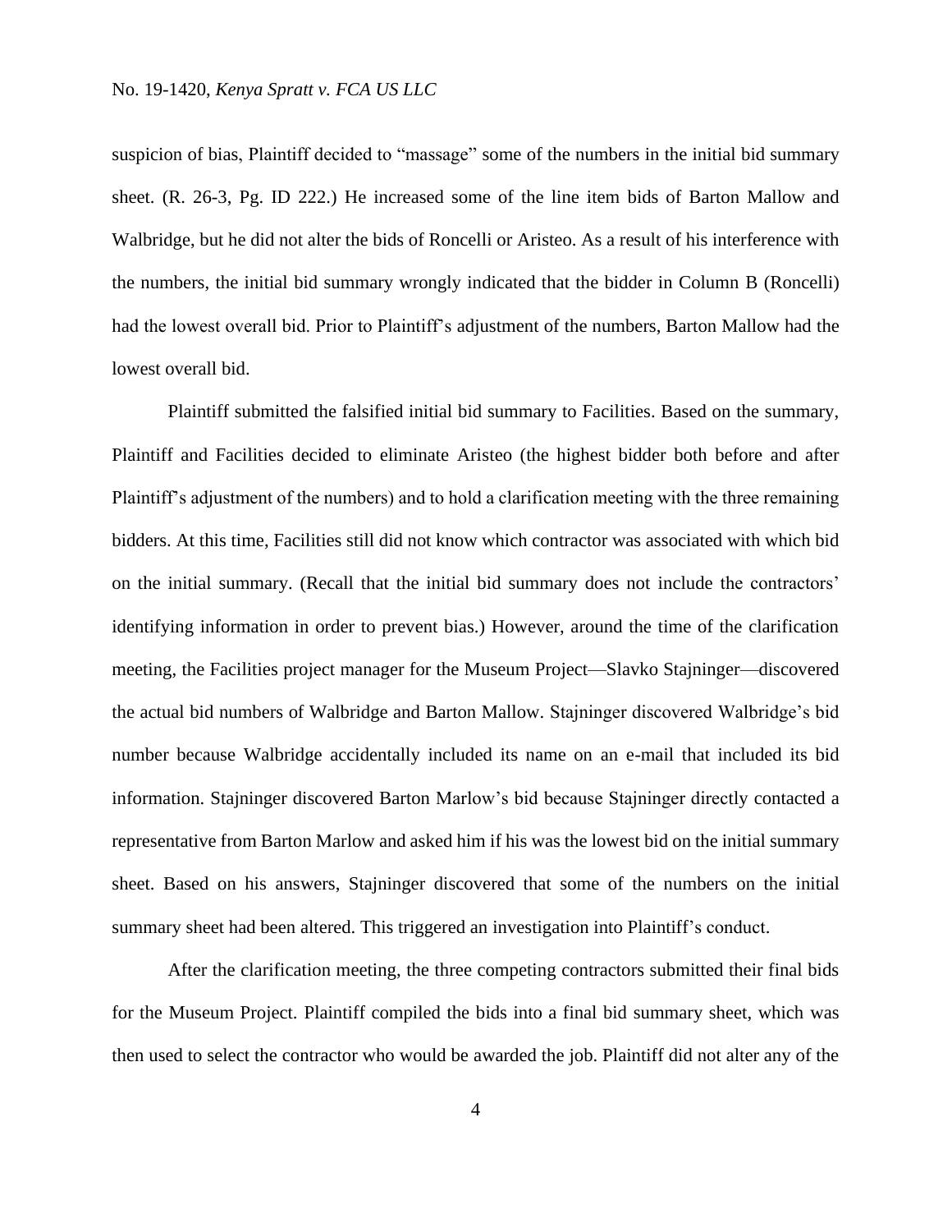suspicion of bias, Plaintiff decided to "massage" some of the numbers in the initial bid summary sheet. (R. 26-3, Pg. ID 222.) He increased some of the line item bids of Barton Mallow and Walbridge, but he did not alter the bids of Roncelli or Aristeo. As a result of his interference with the numbers, the initial bid summary wrongly indicated that the bidder in Column B (Roncelli) had the lowest overall bid. Prior to Plaintiff's adjustment of the numbers, Barton Mallow had the lowest overall bid.

Plaintiff submitted the falsified initial bid summary to Facilities. Based on the summary, Plaintiff and Facilities decided to eliminate Aristeo (the highest bidder both before and after Plaintiff's adjustment of the numbers) and to hold a clarification meeting with the three remaining bidders. At this time, Facilities still did not know which contractor was associated with which bid on the initial summary. (Recall that the initial bid summary does not include the contractors' identifying information in order to prevent bias.) However, around the time of the clarification meeting, the Facilities project manager for the Museum Project—Slavko Stajninger—discovered the actual bid numbers of Walbridge and Barton Mallow. Stajninger discovered Walbridge's bid number because Walbridge accidentally included its name on an e-mail that included its bid information. Stajninger discovered Barton Marlow's bid because Stajninger directly contacted a representative from Barton Marlow and asked him if his was the lowest bid on the initial summary sheet. Based on his answers, Stajninger discovered that some of the numbers on the initial summary sheet had been altered. This triggered an investigation into Plaintiff's conduct.

After the clarification meeting, the three competing contractors submitted their final bids for the Museum Project. Plaintiff compiled the bids into a final bid summary sheet, which was then used to select the contractor who would be awarded the job. Plaintiff did not alter any of the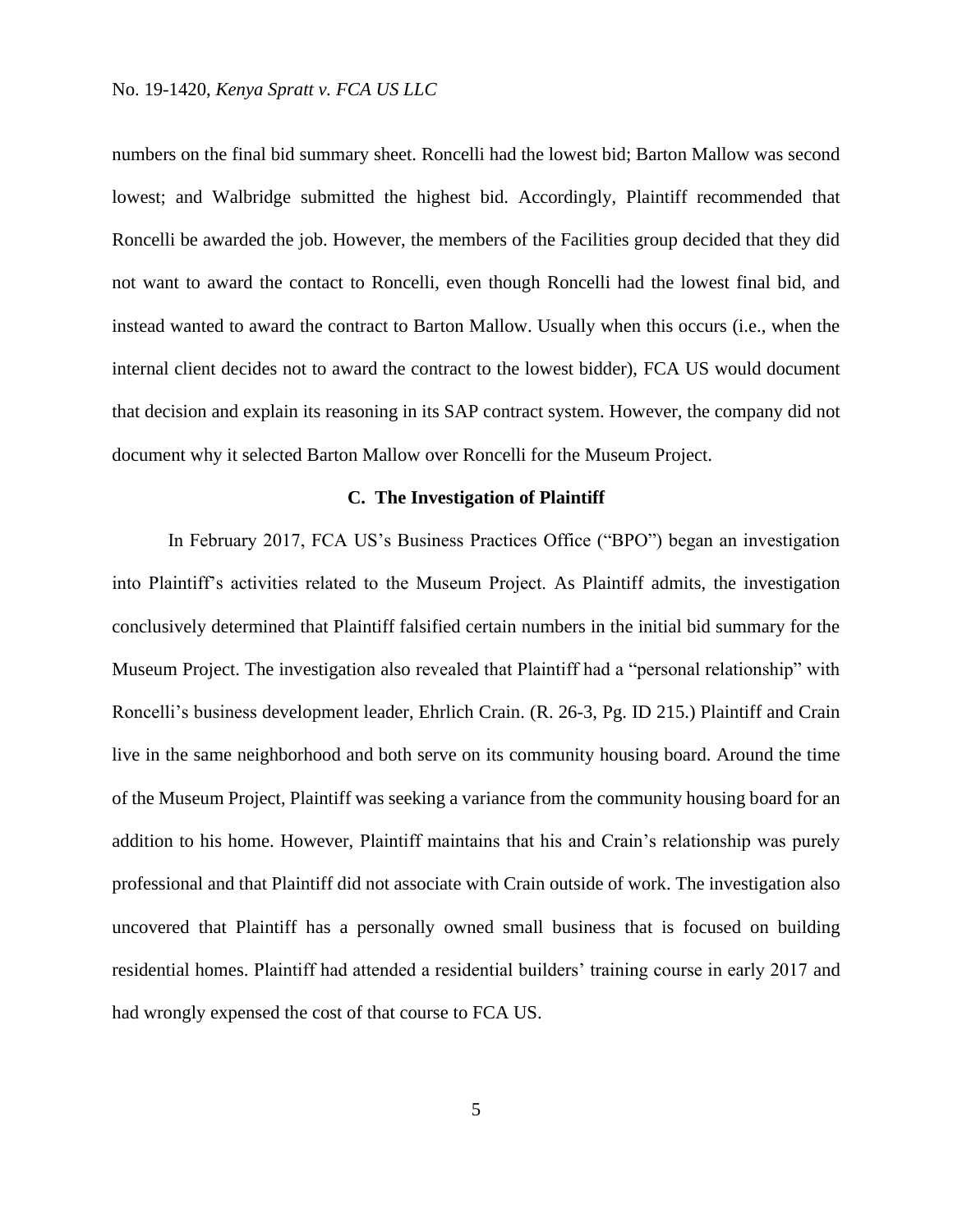numbers on the final bid summary sheet. Roncelli had the lowest bid; Barton Mallow was second lowest; and Walbridge submitted the highest bid. Accordingly, Plaintiff recommended that Roncelli be awarded the job. However, the members of the Facilities group decided that they did not want to award the contact to Roncelli, even though Roncelli had the lowest final bid, and instead wanted to award the contract to Barton Mallow. Usually when this occurs (i.e., when the internal client decides not to award the contract to the lowest bidder), FCA US would document that decision and explain its reasoning in its SAP contract system. However, the company did not document why it selected Barton Mallow over Roncelli for the Museum Project.

### C. The Investigation of Plaintiff

In February 2017, FCA US's Business Practices Office ("BPO") began an investigation into Plaintiff's activities related to the Museum Project. As Plaintiff admits, the investigation conclusively determined that Plaintiff falsified certain numbers in the initial bid summary for the Museum Project. The investigation also revealed that Plaintiff had a "personal relationship" with Roncelli's business development leader, Ehrlich Crain. (R. 26-3, Pg. ID 215.) Plaintiff and Crain live in the same neighborhood and both serve on its community housing board. Around the time of the Museum Project, Plaintiff was seeking a variance from the community housing board for an addition to his home. However, Plaintiff maintains that his and Crain's relationship was purely professional and that Plaintiff did not associate with Crain outside of work. The investigation also uncovered that Plaintiff has a personally owned small business that is focused on building residential homes. Plaintiff had attended a residential builders' training course in early 2017 and had wrongly expensed the cost of that course to FCA US.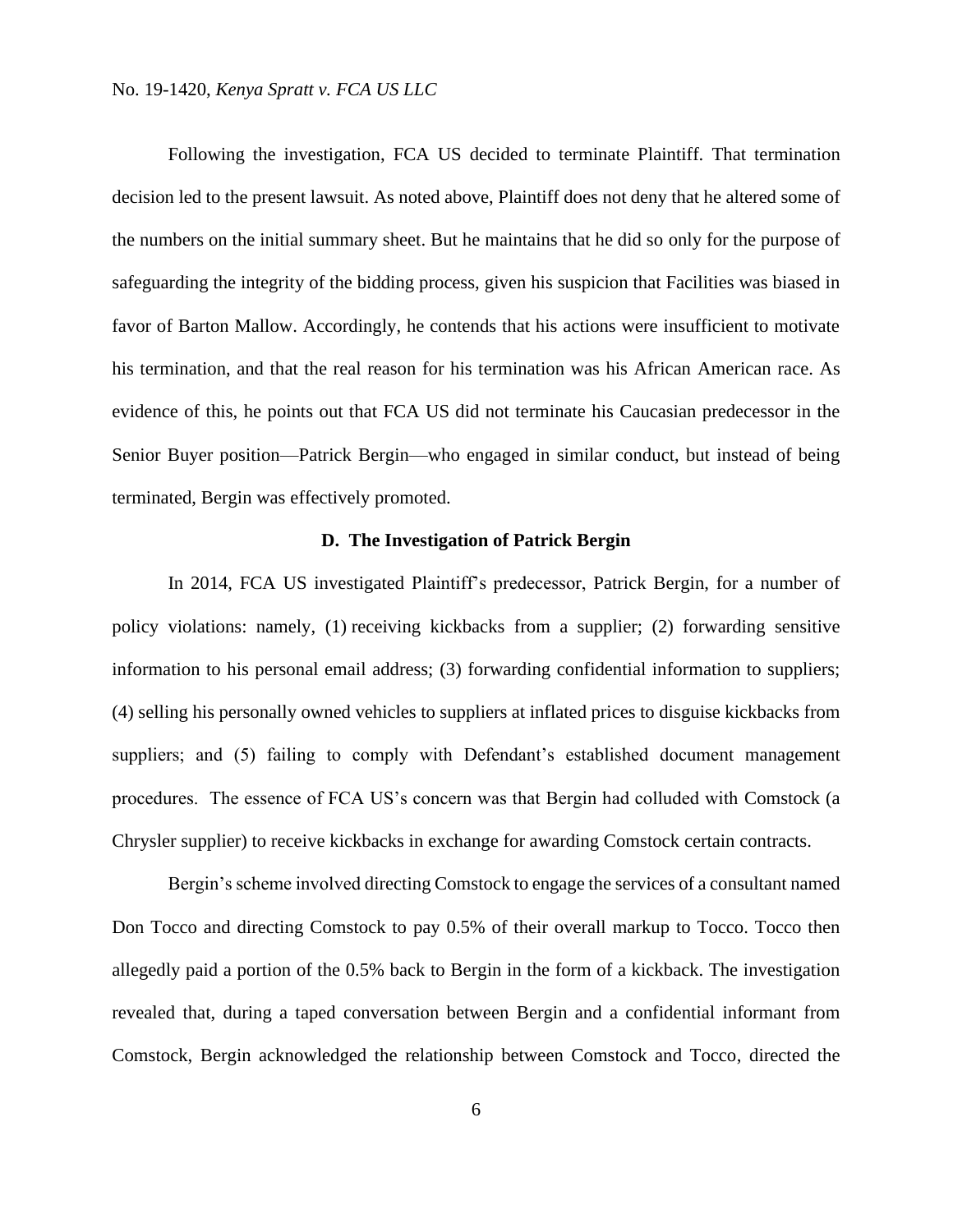Following the investigation, FCA US decided to terminate Plaintiff. That termination decision led to the present lawsuit. As noted above, Plaintiff does not deny that he altered some of the numbers on the initial summary sheet. But he maintains that he did so only for the purpose of safeguarding the integrity of the bidding process, given his suspicion that Facilities was biased in favor of Barton Mallow. Accordingly, he contends that his actions were insufficient to motivate his termination, and that the real reason for his termination was his African American race. As evidence of this, he points out that FCA US did not terminate his Caucasian predecessor in the Senior Buyer position—Patrick Bergin—who engaged in similar conduct, but instead of being terminated, Bergin was effectively promoted.

### D. The Investigation of Patrick Bergin

In 2014, FCA US investigated Plaintiff's predecessor, Patrick Bergin, for a number of policy violations: namely, (1) receiving kickbacks from a supplier; (2) forwarding sensitive information to his personal email address; (3) forwarding confidential information to suppliers; (4) selling his personally owned vehicles to suppliers at inflated prices to disguise kickbacks from suppliers; and (5) failing to comply with Defendant's established document management procedures. The essence of FCA US's concern was that Bergin had colluded with Comstock (a Chrysler supplier) to receive kickbacks in exchange for awarding Comstock certain contracts.

Bergin's scheme involved directing Comstock to engage the services of a consultant named Don Tocco and directing Comstock to pay 0.5% of their overall markup to Tocco. Tocco then allegedly paid a portion of the 0.5% back to Bergin in the form of a kickback. The investigation revealed that, during a taped conversation between Bergin and a confidential informant from Comstock, Bergin acknowledged the relationship between Comstock and Tocco, directed the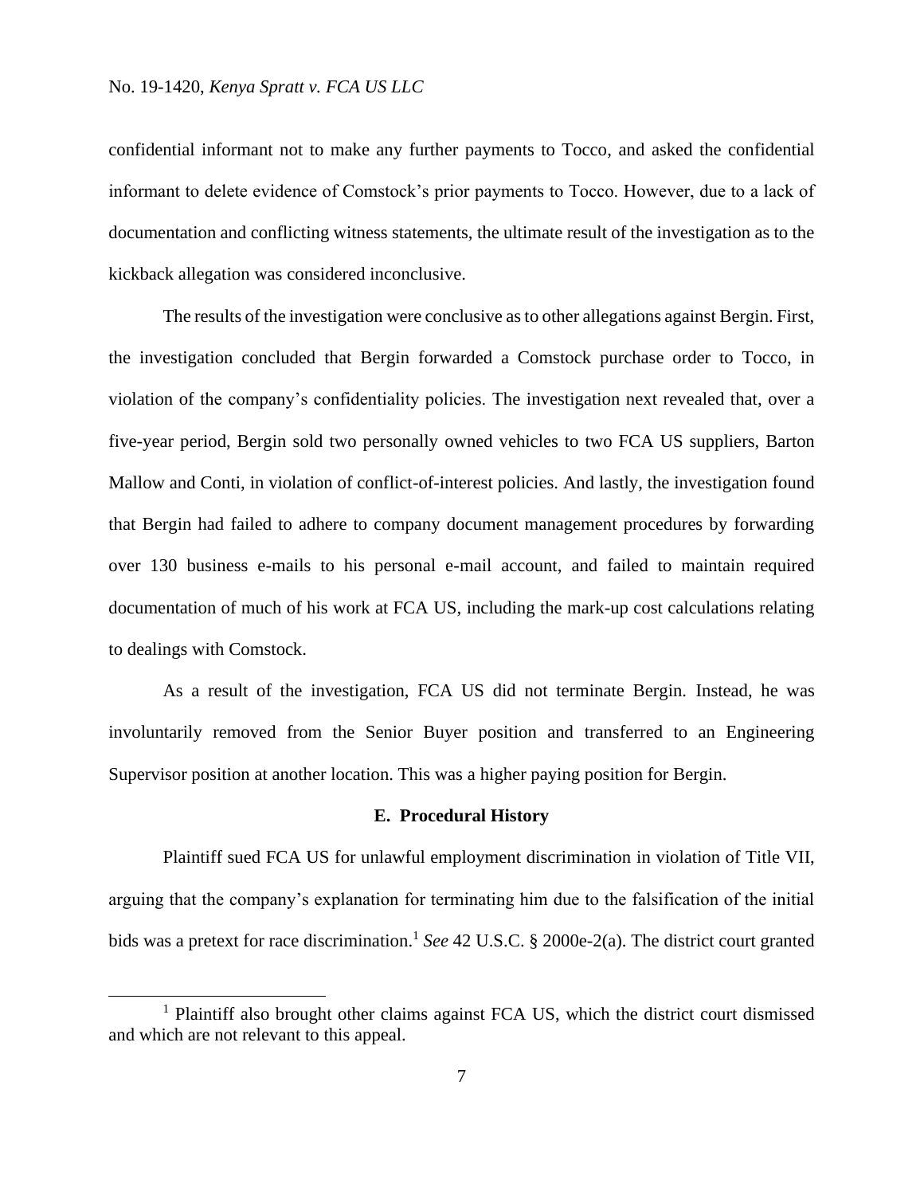confidential informant not to make any further payments to Tocco, and asked the confidential informant to delete evidence of Comstock's prior payments to Tocco. However, due to a lack of documentation and conflicting witness statements, the ultimate result of the investigation as to the kickback allegation was considered inconclusive.

The results of the investigation were conclusive as to other allegations against Bergin. First, the investigation concluded that Bergin forwarded a Comstock purchase order to Tocco, in violation of the company's confidentiality policies. The investigation next revealed that, over a five-year period, Bergin sold two personally owned vehicles to two FCA US suppliers, Barton Mallow and Conti, in violation of conflict-of-interest policies. And lastly, the investigation found that Bergin had failed to adhere to company document management procedures by forwarding over 130 business e-mails to his personal e-mail account, and failed to maintain required documentation of much of his work at FCA US, including the mark-up cost calculations relating to dealings with Comstock.

As a result of the investigation, FCA US did not terminate Bergin. Instead, he was involuntarily removed from the Senior Buyer position and transferred to an Engineering Supervisor position at another location. This was a higher paying position for Bergin.

### E. Procedural History

Plaintiff sued FCA US for unlawful employment discrimination in violation of Title VII, arguing that the company's explanation for terminating him due to the falsification of the initial bids was a pretext for race discrimination.[1] *See* 42 U.S.C. § 2000e-2(a). The district court granted

[1] Plaintiff also brought other claims against FCA US, which the district court dismissed and which are not relevant to this appeal.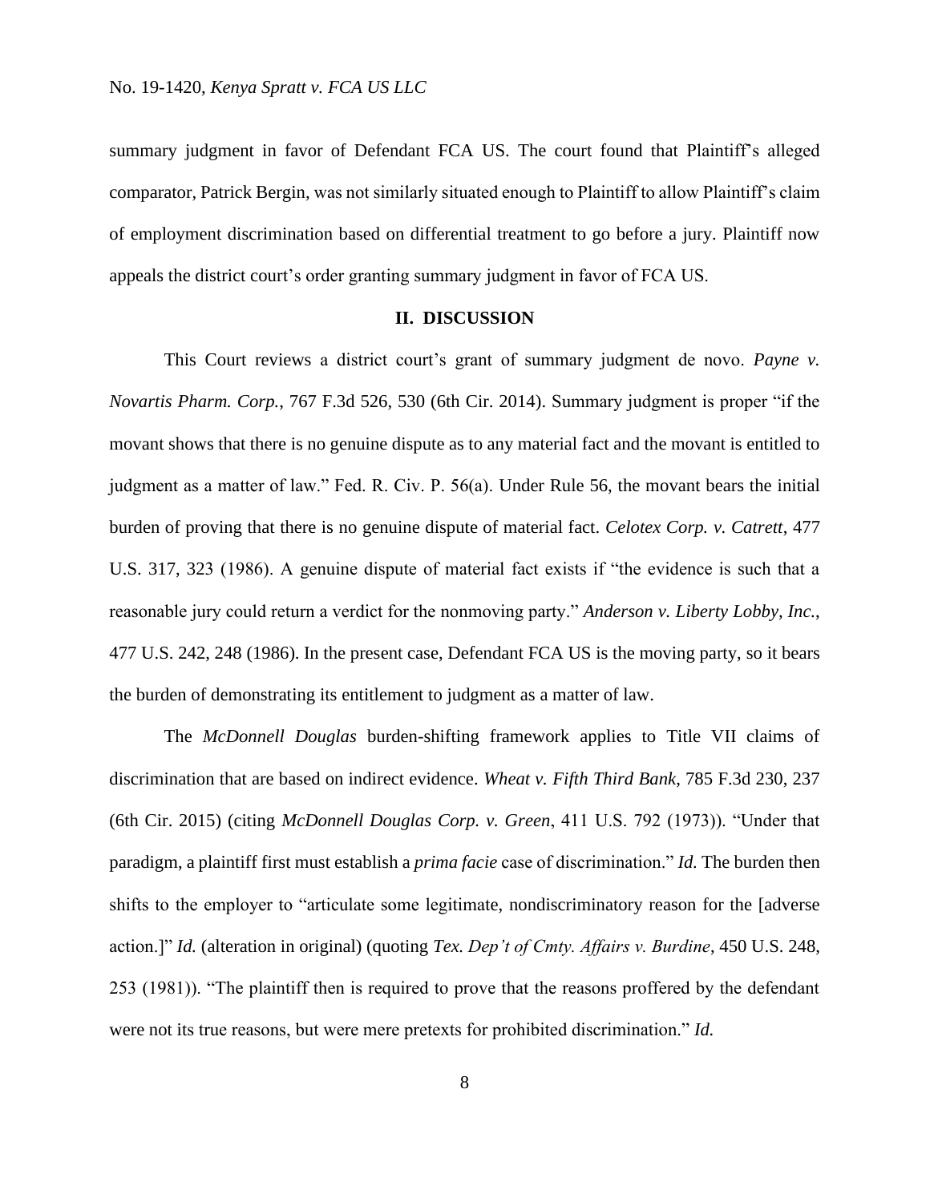summary judgment in favor of Defendant FCA US. The court found that Plaintiff's alleged comparator, Patrick Bergin, was not similarly situated enough to Plaintiff to allow Plaintiff's claim of employment discrimination based on differential treatment to go before a jury. Plaintiff now appeals the district court's order granting summary judgment in favor of FCA US.

## II. DISCUSSION

This Court reviews a district court's grant of summary judgment de novo. *Payne v. Novartis Pharm. Corp.*, 767 F.3d 526, 530 (6th Cir. 2014). Summary judgment is proper "if the movant shows that there is no genuine dispute as to any material fact and the movant is entitled to judgment as a matter of law." Fed. R. Civ. P. 56(a). Under Rule 56, the movant bears the initial burden of proving that there is no genuine dispute of material fact. *Celotex Corp. v. Catrett*, 477 U.S. 317, 323 (1986). A genuine dispute of material fact exists if "the evidence is such that a reasonable jury could return a verdict for the nonmoving party." *Anderson v. Liberty Lobby, Inc.*, 477 U.S. 242, 248 (1986). In the present case, Defendant FCA US is the moving party, so it bears the burden of demonstrating its entitlement to judgment as a matter of law.

The *McDonnell Douglas* burden-shifting framework applies to Title VII claims of discrimination that are based on indirect evidence. *Wheat v. Fifth Third Bank*, 785 F.3d 230, 237 (6th Cir. 2015) (citing *McDonnell Douglas Corp. v. Green*, 411 U.S. 792 (1973)). "Under that paradigm, a plaintiff first must establish a *prima facie* case of discrimination." *Id.* The burden then shifts to the employer to "articulate some legitimate, nondiscriminatory reason for the [adverse action.]" *Id.* (alteration in original) (quoting *Tex. Dep't of Cmty. Affairs v. Burdine*, 450 U.S. 248, 253 (1981)). "The plaintiff then is required to prove that the reasons proffered by the defendant were not its true reasons, but were mere pretexts for prohibited discrimination." *Id.*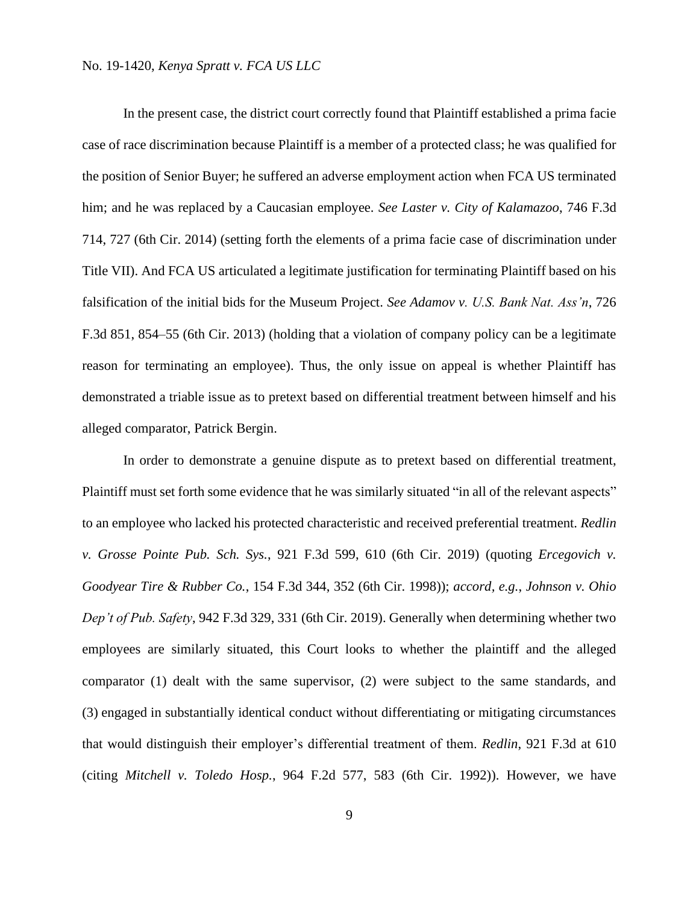In the present case, the district court correctly found that Plaintiff established a prima facie case of race discrimination because Plaintiff is a member of a protected class; he was qualified for the position of Senior Buyer; he suffered an adverse employment action when FCA US terminated him; and he was replaced by a Caucasian employee. *See Laster v. City of Kalamazoo*, 746 F.3d 714, 727 (6th Cir. 2014) (setting forth the elements of a prima facie case of discrimination under Title VII). And FCA US articulated a legitimate justification for terminating Plaintiff based on his falsification of the initial bids for the Museum Project. *See Adamov v. U.S. Bank Nat. Ass'n*, 726 F.3d 851, 854–55 (6th Cir. 2013) (holding that a violation of company policy can be a legitimate reason for terminating an employee). Thus, the only issue on appeal is whether Plaintiff has demonstrated a triable issue as to pretext based on differential treatment between himself and his alleged comparator, Patrick Bergin.

In order to demonstrate a genuine dispute as to pretext based on differential treatment, Plaintiff must set forth some evidence that he was similarly situated "in all of the relevant aspects" to an employee who lacked his protected characteristic and received preferential treatment. *Redlin v. Grosse Pointe Pub. Sch. Sys.*, 921 F.3d 599, 610 (6th Cir. 2019) (quoting *Ercegovich v. Goodyear Tire & Rubber Co.*, 154 F.3d 344, 352 (6th Cir. 1998)); *accord, e.g.*, *Johnson v. Ohio Dep't of Pub. Safety*, 942 F.3d 329, 331 (6th Cir. 2019). Generally when determining whether two employees are similarly situated, this Court looks to whether the plaintiff and the alleged comparator (1) dealt with the same supervisor, (2) were subject to the same standards, and (3) engaged in substantially identical conduct without differentiating or mitigating circumstances that would distinguish their employer's differential treatment of them. *Redlin*, 921 F.3d at 610 (citing *Mitchell v. Toledo Hosp.*, 964 F.2d 577, 583 (6th Cir. 1992)). However, we have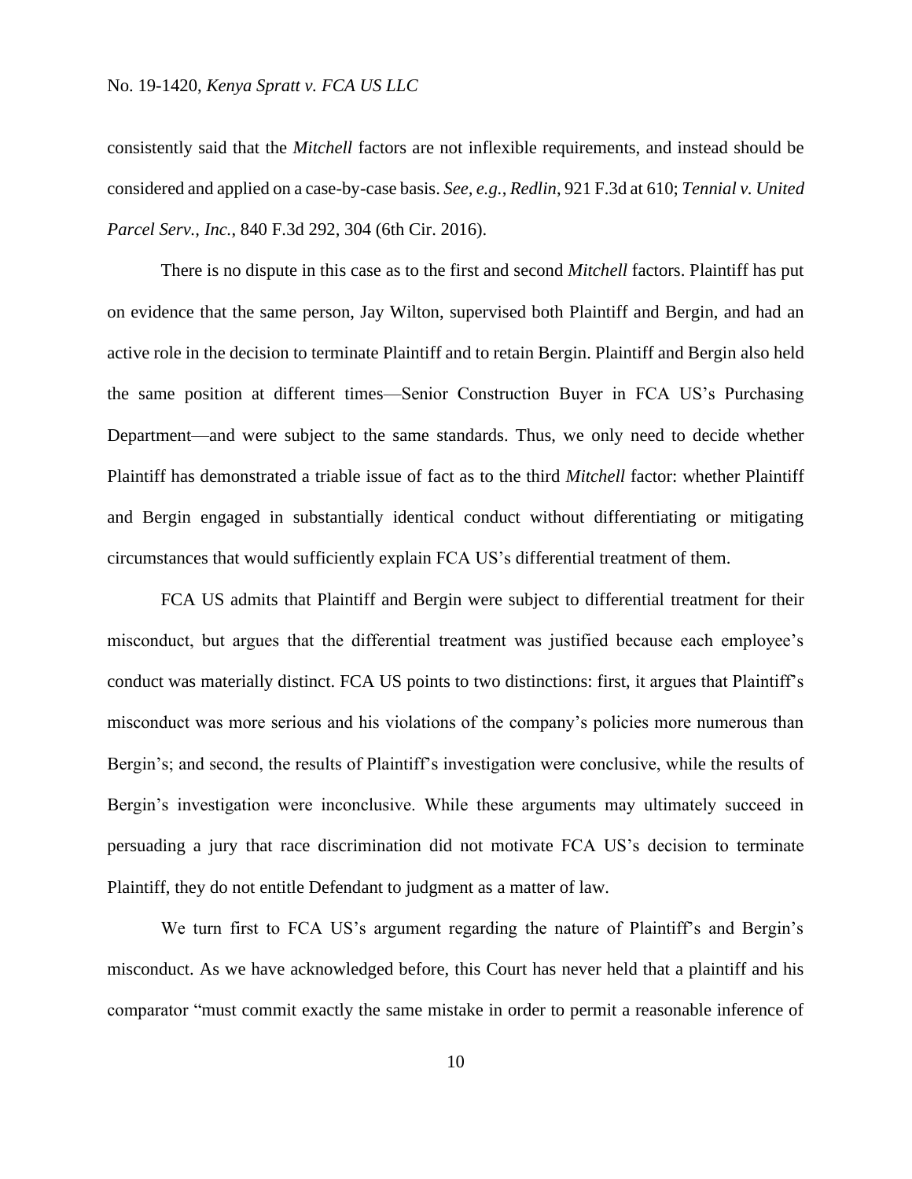consistently said that the *Mitchell* factors are not inflexible requirements, and instead should be considered and applied on a case-by-case basis. *See, e.g.*, *Redlin*, 921 F.3d at 610; *Tennial v. United Parcel Serv., Inc.*, 840 F.3d 292, 304 (6th Cir. 2016).

There is no dispute in this case as to the first and second *Mitchell* factors. Plaintiff has put on evidence that the same person, Jay Wilton, supervised both Plaintiff and Bergin, and had an active role in the decision to terminate Plaintiff and to retain Bergin. Plaintiff and Bergin also held the same position at different times—Senior Construction Buyer in FCA US's Purchasing Department—and were subject to the same standards. Thus, we only need to decide whether Plaintiff has demonstrated a triable issue of fact as to the third *Mitchell* factor: whether Plaintiff and Bergin engaged in substantially identical conduct without differentiating or mitigating circumstances that would sufficiently explain FCA US's differential treatment of them.

FCA US admits that Plaintiff and Bergin were subject to differential treatment for their misconduct, but argues that the differential treatment was justified because each employee's conduct was materially distinct. FCA US points to two distinctions: first, it argues that Plaintiff's misconduct was more serious and his violations of the company's policies more numerous than Bergin's; and second, the results of Plaintiff's investigation were conclusive, while the results of Bergin's investigation were inconclusive. While these arguments may ultimately succeed in persuading a jury that race discrimination did not motivate FCA US's decision to terminate Plaintiff, they do not entitle Defendant to judgment as a matter of law.

We turn first to FCA US's argument regarding the nature of Plaintiff's and Bergin's misconduct. As we have acknowledged before, this Court has never held that a plaintiff and his comparator "must commit exactly the same mistake in order to permit a reasonable inference of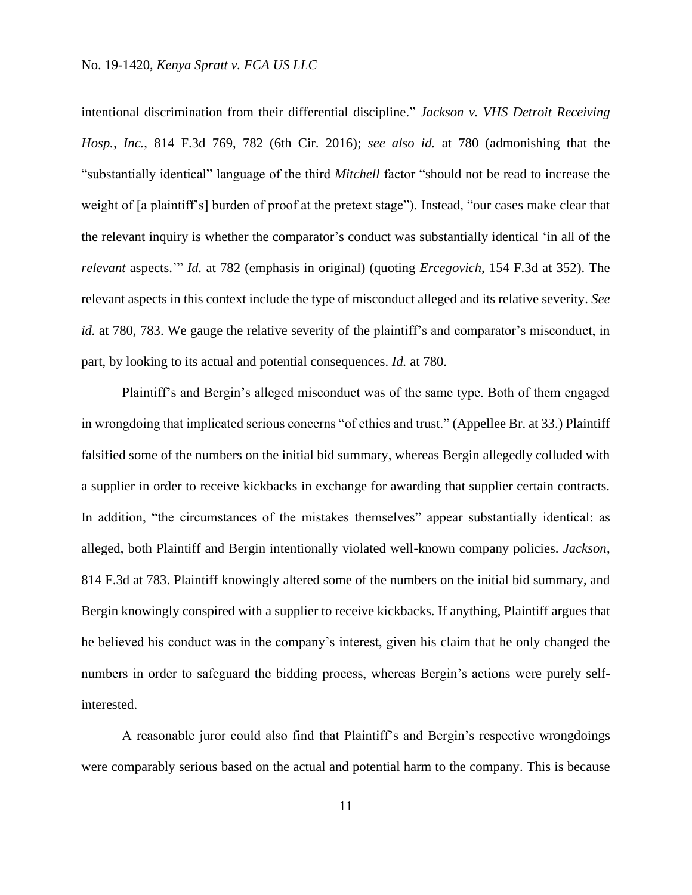intentional discrimination from their differential discipline." *Jackson v. VHS Detroit Receiving Hosp., Inc.*, 814 F.3d 769, 782 (6th Cir. 2016); *see also id.* at 780 (admonishing that the "substantially identical" language of the third *Mitchell* factor "should not be read to increase the weight of [a plaintiff's] burden of proof at the pretext stage"). Instead, "our cases make clear that the relevant inquiry is whether the comparator's conduct was substantially identical 'in all of the *relevant* aspects.'" *Id.* at 782 (emphasis in original) (quoting *Ercegovich*, 154 F.3d at 352). The relevant aspects in this context include the type of misconduct alleged and its relative severity. *See id.* at 780, 783. We gauge the relative severity of the plaintiff's and comparator's misconduct, in part, by looking to its actual and potential consequences. *Id.* at 780.

Plaintiff's and Bergin's alleged misconduct was of the same type. Both of them engaged in wrongdoing that implicated serious concerns "of ethics and trust." (Appellee Br. at 33.) Plaintiff falsified some of the numbers on the initial bid summary, whereas Bergin allegedly colluded with a supplier in order to receive kickbacks in exchange for awarding that supplier certain contracts. In addition, "the circumstances of the mistakes themselves" appear substantially identical: as alleged, both Plaintiff and Bergin intentionally violated well-known company policies. *Jackson*, 814 F.3d at 783. Plaintiff knowingly altered some of the numbers on the initial bid summary, and Bergin knowingly conspired with a supplier to receive kickbacks. If anything, Plaintiff argues that he believed his conduct was in the company's interest, given his claim that he only changed the numbers in order to safeguard the bidding process, whereas Bergin's actions were purely self-interested.

A reasonable juror could also find that Plaintiff's and Bergin's respective wrongdoings were comparably serious based on the actual and potential harm to the company. This is because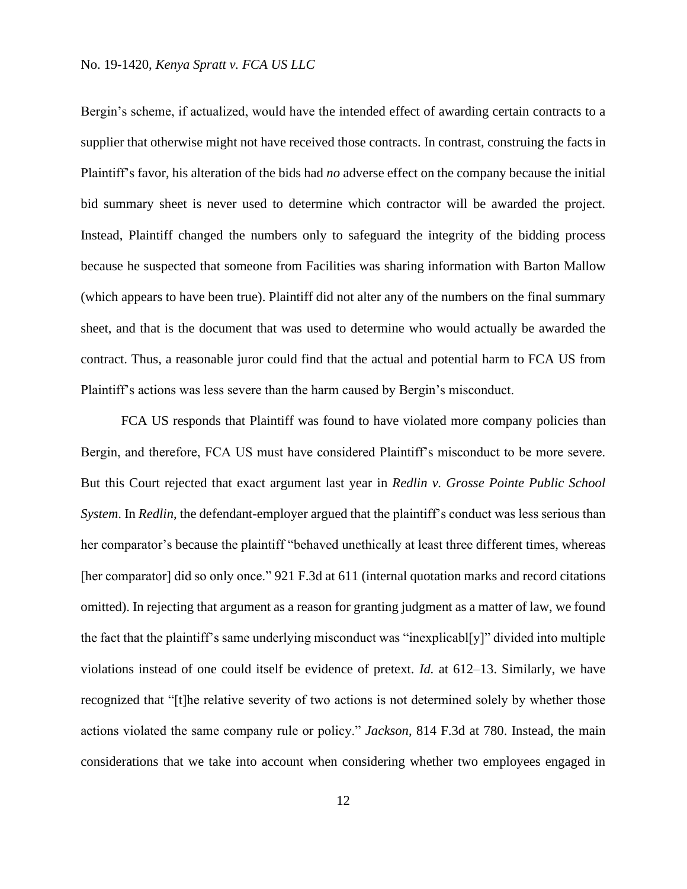Bergin's scheme, if actualized, would have the intended effect of awarding certain contracts to a supplier that otherwise might not have received those contracts. In contrast, construing the facts in Plaintiff's favor, his alteration of the bids had *no* adverse effect on the company because the initial bid summary sheet is never used to determine which contractor will be awarded the project. Instead, Plaintiff changed the numbers only to safeguard the integrity of the bidding process because he suspected that someone from Facilities was sharing information with Barton Mallow (which appears to have been true). Plaintiff did not alter any of the numbers on the final summary sheet, and that is the document that was used to determine who would actually be awarded the contract. Thus, a reasonable juror could find that the actual and potential harm to FCA US from Plaintiff's actions was less severe than the harm caused by Bergin's misconduct.

FCA US responds that Plaintiff was found to have violated more company policies than Bergin, and therefore, FCA US must have considered Plaintiff's misconduct to be more severe. But this Court rejected that exact argument last year in *Redlin v. Grosse Pointe Public School System*. In *Redlin*, the defendant-employer argued that the plaintiff's conduct was less serious than her comparator's because the plaintiff "behaved unethically at least three different times, whereas [her comparator] did so only once." 921 F.3d at 611 (internal quotation marks and record citations omitted). In rejecting that argument as a reason for granting judgment as a matter of law, we found the fact that the plaintiff's same underlying misconduct was "inexplicabl[y]" divided into multiple violations instead of one could itself be evidence of pretext. *Id.* at 612–13. Similarly, we have recognized that "[t]he relative severity of two actions is not determined solely by whether those actions violated the same company rule or policy." *Jackson*, 814 F.3d at 780. Instead, the main considerations that we take into account when considering whether two employees engaged in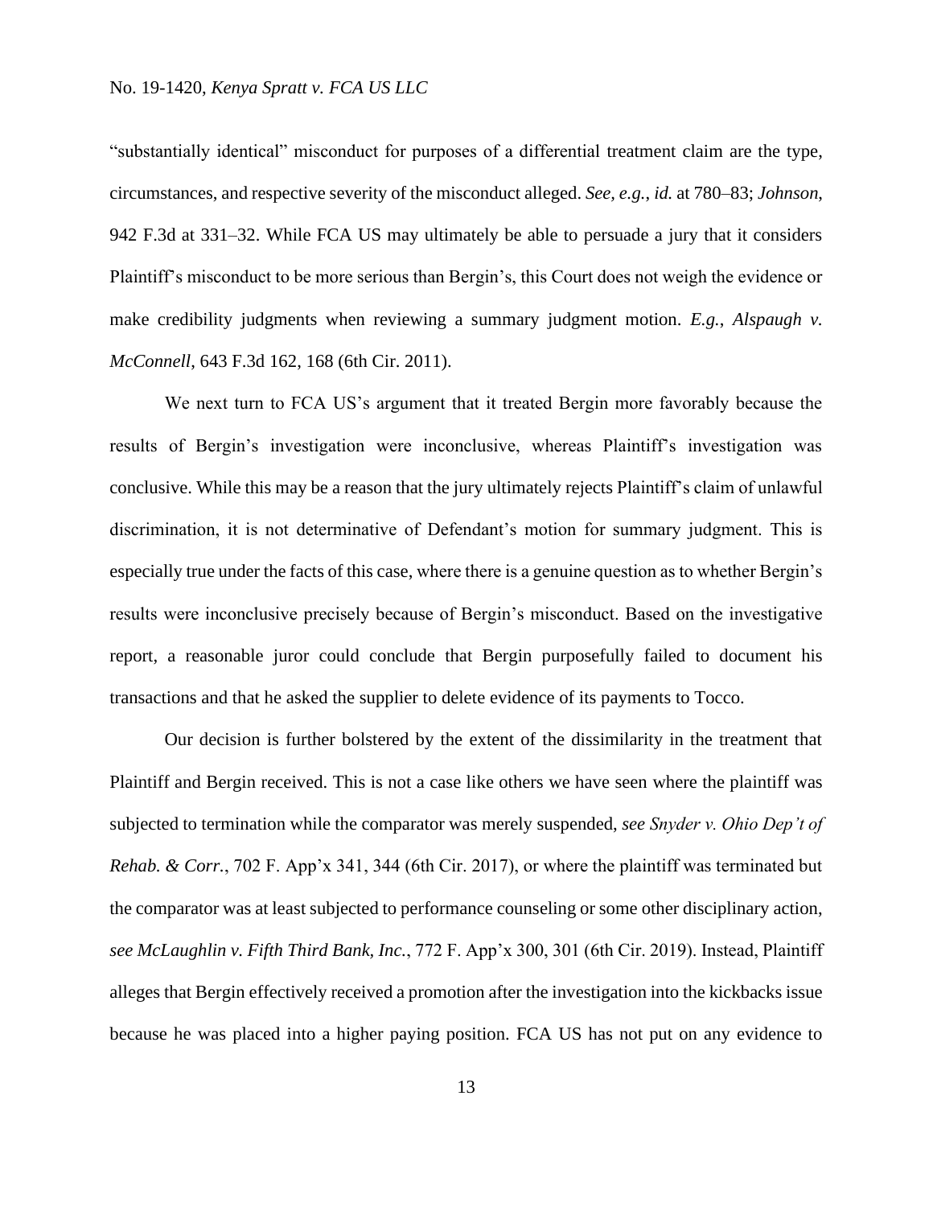"substantially identical" misconduct for purposes of a differential treatment claim are the type, circumstances, and respective severity of the misconduct alleged. *See, e.g.*, *id.* at 780–83; *Johnson*, 942 F.3d at 331–32. While FCA US may ultimately be able to persuade a jury that it considers Plaintiff's misconduct to be more serious than Bergin's, this Court does not weigh the evidence or make credibility judgments when reviewing a summary judgment motion. *E.g.*, *Alspaugh v. McConnell*, 643 F.3d 162, 168 (6th Cir. 2011).

We next turn to FCA US's argument that it treated Bergin more favorably because the results of Bergin's investigation were inconclusive, whereas Plaintiff's investigation was conclusive. While this may be a reason that the jury ultimately rejects Plaintiff's claim of unlawful discrimination, it is not determinative of Defendant's motion for summary judgment. This is especially true under the facts of this case, where there is a genuine question as to whether Bergin's results were inconclusive precisely because of Bergin's misconduct. Based on the investigative report, a reasonable juror could conclude that Bergin purposefully failed to document his transactions and that he asked the supplier to delete evidence of its payments to Tocco.

Our decision is further bolstered by the extent of the dissimilarity in the treatment that Plaintiff and Bergin received. This is not a case like others we have seen where the plaintiff was subjected to termination while the comparator was merely suspended, *see Snyder v. Ohio Dep't of Rehab. & Corr.*, 702 F. App'x 341, 344 (6th Cir. 2017), or where the plaintiff was terminated but the comparator was at least subjected to performance counseling or some other disciplinary action, *see McLaughlin v. Fifth Third Bank, Inc.*, 772 F. App'x 300, 301 (6th Cir. 2019). Instead, Plaintiff alleges that Bergin effectively received a promotion after the investigation into the kickbacks issue because he was placed into a higher paying position. FCA US has not put on any evidence to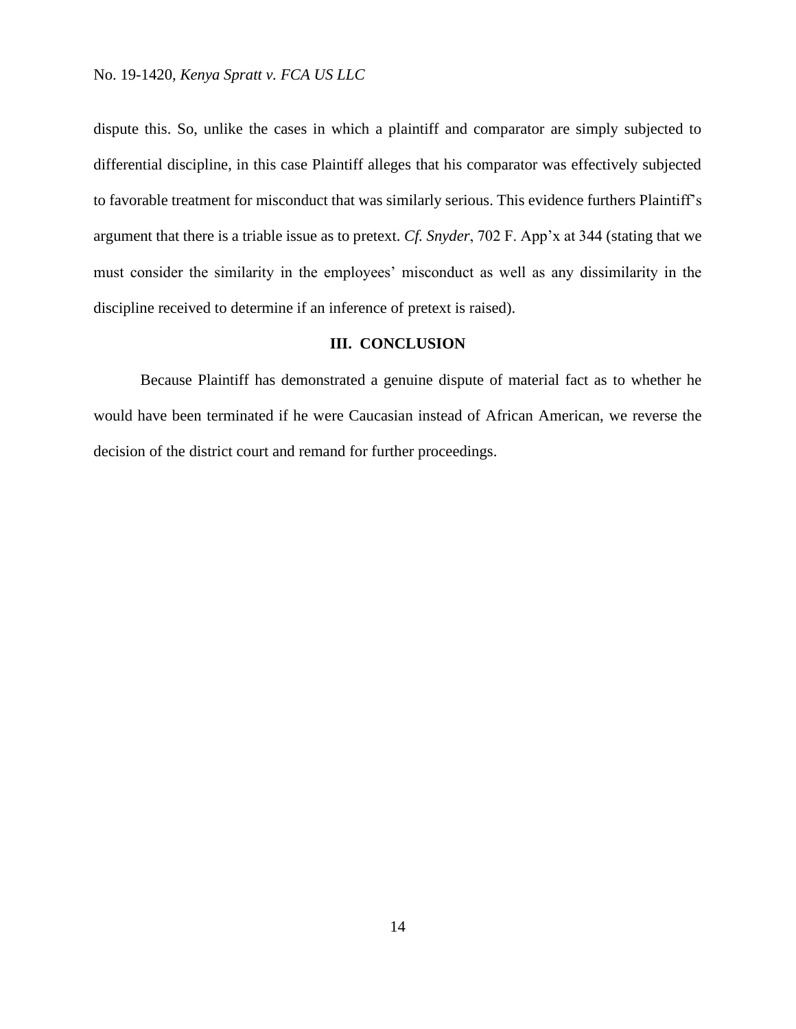dispute this. So, unlike the cases in which a plaintiff and comparator are simply subjected to differential discipline, in this case Plaintiff alleges that his comparator was effectively subjected to favorable treatment for misconduct that was similarly serious. This evidence furthers Plaintiff's argument that there is a triable issue as to pretext. *Cf. Snyder*, 702 F. App'x at 344 (stating that we must consider the similarity in the employees' misconduct as well as any dissimilarity in the discipline received to determine if an inference of pretext is raised).

## III. CONCLUSION

Because Plaintiff has demonstrated a genuine dispute of material fact as to whether he would have been terminated if he were Caucasian instead of African American, we reverse the decision of the district court and remand for further proceedings.